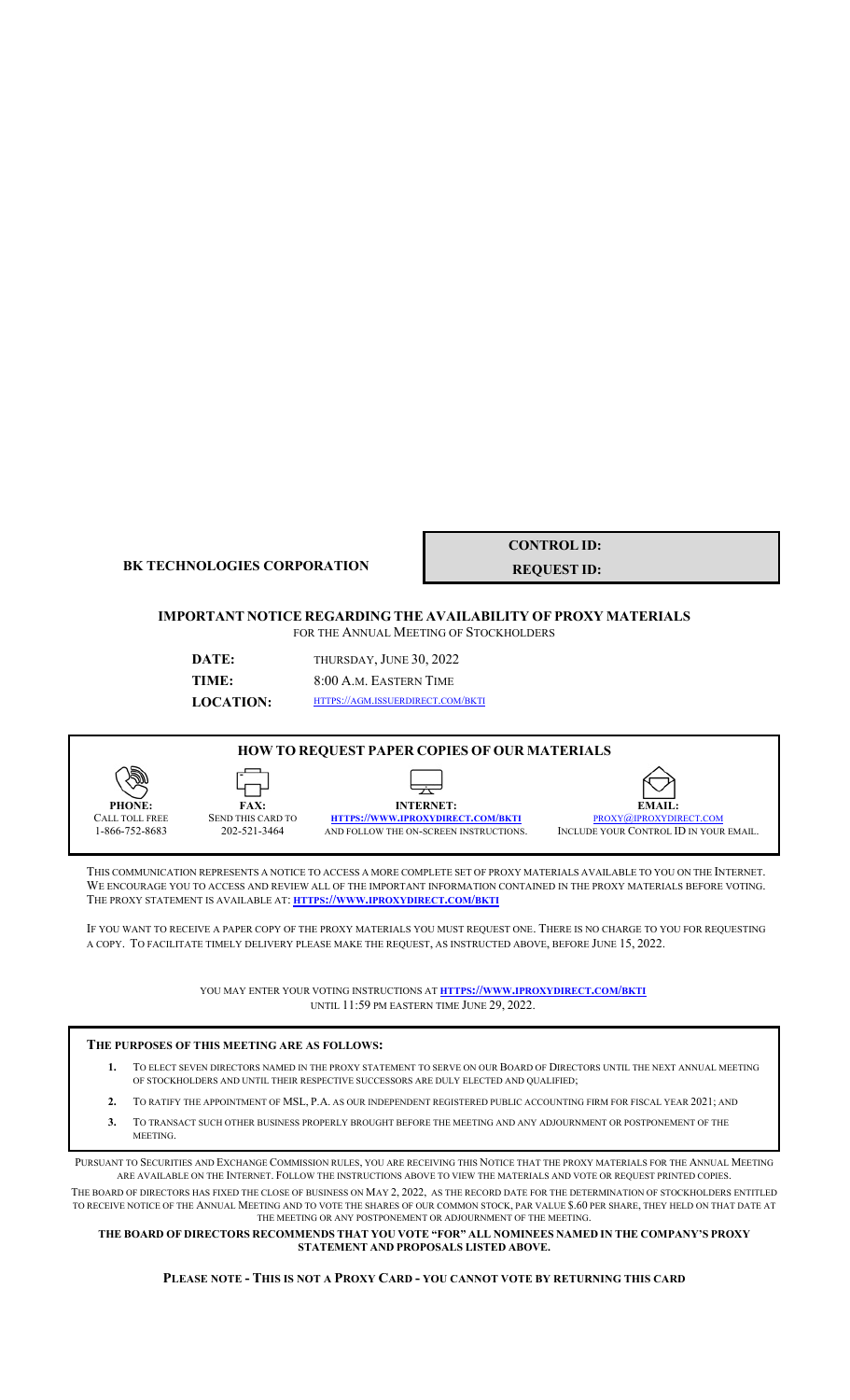**BK TECHNOLOGIES CORPORATION**

**CONTROL ID:**

**REQUEST ID:**

## IMPORTANT NOTICE REGARDING THE AVAILABILITY OF PROXY MATERIALS

FOR THE ANNUAL MEETING OF STOCKHOLDERS

| | |
|---|---|
| **DATE:** | THURSDAY, JUNE 30, 2022 |
| **TIME:** | 8:00 A.M. EASTERN TIME |
| **LOCATION:** | HTTPS://AGM.ISSUERDIRECT.COM/BKTI |

### HOW TO REQUEST PAPER COPIES OF OUR MATERIALS

| **PHONE:** | **FAX:** | **INTERNET:** | **EMAIL:** |
|---|---|---|---|
| CALL TOLL FREE 1-866-752-8683 | SEND THIS CARD TO 202-521-3464 | **HTTPS://WWW.IPROXYDIRECT.COM/BKTI** AND FOLLOW THE ON-SCREEN INSTRUCTIONS. | PROXY@IPROXYDIRECT.COM INCLUDE YOUR CONTROL ID IN YOUR EMAIL. |

THIS COMMUNICATION REPRESENTS A NOTICE TO ACCESS A MORE COMPLETE SET OF PROXY MATERIALS AVAILABLE TO YOU ON THE INTERNET. WE ENCOURAGE YOU TO ACCESS AND REVIEW ALL OF THE IMPORTANT INFORMATION CONTAINED IN THE PROXY MATERIALS BEFORE VOTING. THE PROXY STATEMENT IS AVAILABLE AT: **HTTPS://WWW.IPROXYDIRECT.COM/BKTI**

IF YOU WANT TO RECEIVE A PAPER COPY OF THE PROXY MATERIALS YOU MUST REQUEST ONE. THERE IS NO CHARGE TO YOU FOR REQUESTING A COPY. TO FACILITATE TIMELY DELIVERY PLEASE MAKE THE REQUEST, AS INSTRUCTED ABOVE, BEFORE JUNE 15, 2022.

YOU MAY ENTER YOUR VOTING INSTRUCTIONS AT **HTTPS://WWW.IPROXYDIRECT.COM/BKTI**
UNTIL 11:59 PM EASTERN TIME JUNE 29, 2022.

**THE PURPOSES OF THIS MEETING ARE AS FOLLOWS:**

1. TO ELECT SEVEN DIRECTORS NAMED IN THE PROXY STATEMENT TO SERVE ON OUR BOARD OF DIRECTORS UNTIL THE NEXT ANNUAL MEETING OF STOCKHOLDERS AND UNTIL THEIR RESPECTIVE SUCCESSORS ARE DULY ELECTED AND QUALIFIED;
2. TO RATIFY THE APPOINTMENT OF MSL, P.A. AS OUR INDEPENDENT REGISTERED PUBLIC ACCOUNTING FIRM FOR FISCAL YEAR 2021; AND
3. TO TRANSACT SUCH OTHER BUSINESS PROPERLY BROUGHT BEFORE THE MEETING AND ANY ADJOURNMENT OR POSTPONEMENT OF THE MEETING.

PURSUANT TO SECURITIES AND EXCHANGE COMMISSION RULES, YOU ARE RECEIVING THIS NOTICE THAT THE PROXY MATERIALS FOR THE ANNUAL MEETING ARE AVAILABLE ON THE INTERNET. FOLLOW THE INSTRUCTIONS ABOVE TO VIEW THE MATERIALS AND VOTE OR REQUEST PRINTED COPIES.

THE BOARD OF DIRECTORS HAS FIXED THE CLOSE OF BUSINESS ON MAY 2, 2022, AS THE RECORD DATE FOR THE DETERMINATION OF STOCKHOLDERS ENTITLED TO RECEIVE NOTICE OF THE ANNUAL MEETING AND TO VOTE THE SHARES OF OUR COMMON STOCK, PAR VALUE $.60 PER SHARE, THEY HELD ON THAT DATE AT THE MEETING OR ANY POSTPONEMENT OR ADJOURNMENT OF THE MEETING.

**THE BOARD OF DIRECTORS RECOMMENDS THAT YOU VOTE "FOR" ALL NOMINEES NAMED IN THE COMPANY'S PROXY STATEMENT AND PROPOSALS LISTED ABOVE.**

**PLEASE NOTE - THIS IS NOT A PROXY CARD - YOU CANNOT VOTE BY RETURNING THIS CARD**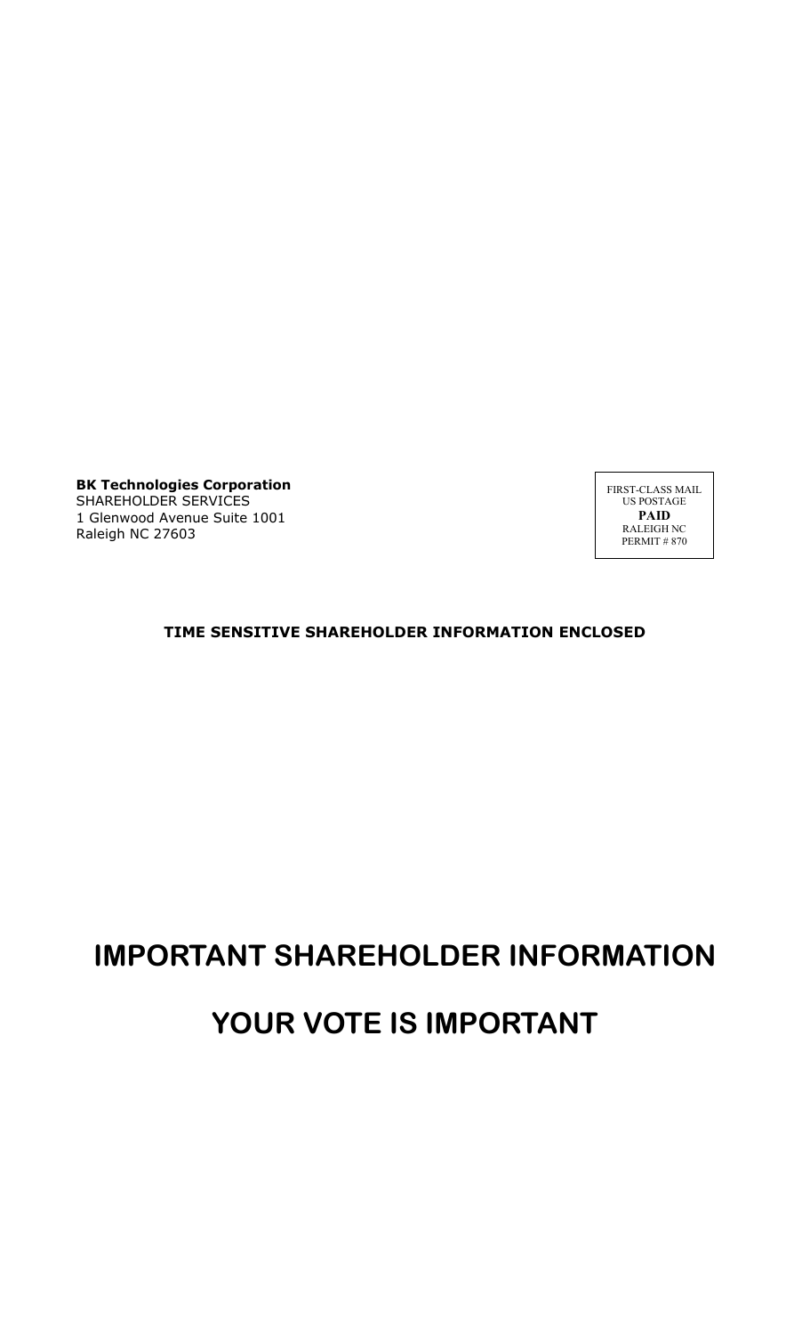**BK Technologies Corporation**
SHAREHOLDER SERVICES
1 Glenwood Avenue Suite 1001
Raleigh NC 27603

FIRST-CLASS MAIL
US POSTAGE
**PAID**
RALEIGH NC
PERMIT # 870

**TIME SENSITIVE SHAREHOLDER INFORMATION ENCLOSED**

# IMPORTANT SHAREHOLDER INFORMATION

# YOUR VOTE IS IMPORTANT